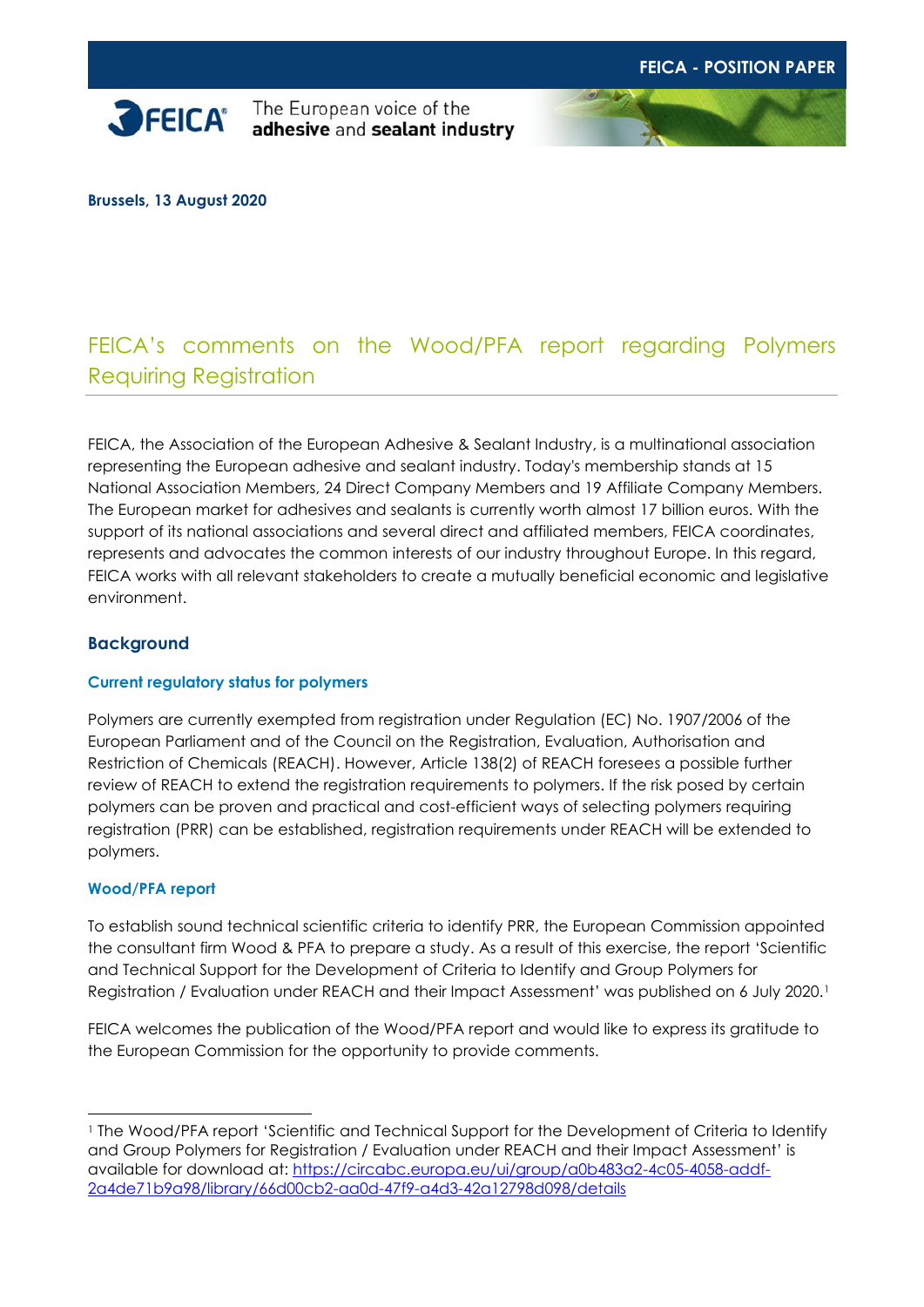FEICA - POSITION PAPER

FEICA — The European voice of the **adhesive** and **sealant industry**

**Brussels, 13 August 2020**

# FEICA's comments on the Wood/PFA report regarding Polymers Requiring Registration

FEICA, the Association of the European Adhesive & Sealant Industry, is a multinational association representing the European adhesive and sealant industry. Today's membership stands at 15 National Association Members, 24 Direct Company Members and 19 Affiliate Company Members. The European market for adhesives and sealants is currently worth almost 17 billion euros. With the support of its national associations and several direct and affiliated members, FEICA coordinates, represents and advocates the common interests of our industry throughout Europe. In this regard, FEICA works with all relevant stakeholders to create a mutually beneficial economic and legislative environment.

## Background

### Current regulatory status for polymers

Polymers are currently exempted from registration under Regulation (EC) No. 1907/2006 of the European Parliament and of the Council on the Registration, Evaluation, Authorisation and Restriction of Chemicals (REACH). However, Article 138(2) of REACH foresees a possible further review of REACH to extend the registration requirements to polymers. If the risk posed by certain polymers can be proven and practical and cost-efficient ways of selecting polymers requiring registration (PRR) can be established, registration requirements under REACH will be extended to polymers.

### Wood/PFA report

To establish sound technical scientific criteria to identify PRR, the European Commission appointed the consultant firm Wood & PFA to prepare a study. As a result of this exercise, the report 'Scientific and Technical Support for the Development of Criteria to Identify and Group Polymers for Registration / Evaluation under REACH and their Impact Assessment' was published on 6 July 2020.[1]

FEICA welcomes the publication of the Wood/PFA report and would like to express its gratitude to the European Commission for the opportunity to provide comments.

---

[1] The Wood/PFA report 'Scientific and Technical Support for the Development of Criteria to Identify and Group Polymers for Registration / Evaluation under REACH and their Impact Assessment' is available for download at: https://circabc.europa.eu/ui/group/a0b483a2-4c05-4058-addf-2a4de71b9a98/library/66d00cb2-aa0d-47f9-a4d3-42a12798d098/details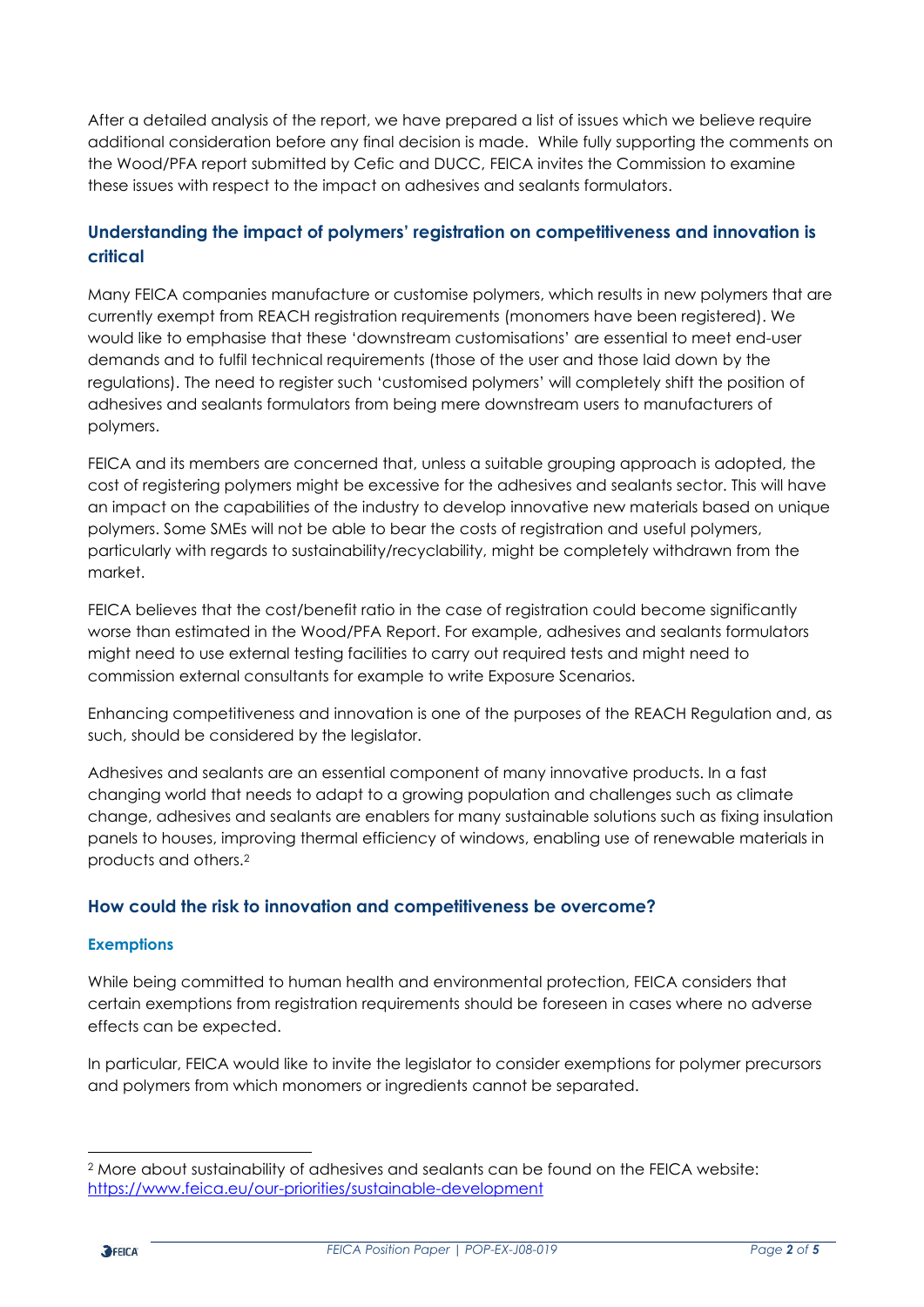After a detailed analysis of the report, we have prepared a list of issues which we believe require additional consideration before any final decision is made. While fully supporting the comments on the Wood/PFA report submitted by Cefic and DUCC, FEICA invites the Commission to examine these issues with respect to the impact on adhesives and sealants formulators.

## Understanding the impact of polymers' registration on competitiveness and innovation is critical

Many FEICA companies manufacture or customise polymers, which results in new polymers that are currently exempt from REACH registration requirements (monomers have been registered). We would like to emphasise that these 'downstream customisations' are essential to meet end-user demands and to fulfil technical requirements (those of the user and those laid down by the regulations). The need to register such 'customised polymers' will completely shift the position of adhesives and sealants formulators from being mere downstream users to manufacturers of polymers.

FEICA and its members are concerned that, unless a suitable grouping approach is adopted, the cost of registering polymers might be excessive for the adhesives and sealants sector. This will have an impact on the capabilities of the industry to develop innovative new materials based on unique polymers. Some SMEs will not be able to bear the costs of registration and useful polymers, particularly with regards to sustainability/recyclability, might be completely withdrawn from the market.

FEICA believes that the cost/benefit ratio in the case of registration could become significantly worse than estimated in the Wood/PFA Report. For example, adhesives and sealants formulators might need to use external testing facilities to carry out required tests and might need to commission external consultants for example to write Exposure Scenarios.

Enhancing competitiveness and innovation is one of the purposes of the REACH Regulation and, as such, should be considered by the legislator.

Adhesives and sealants are an essential component of many innovative products. In a fast changing world that needs to adapt to a growing population and challenges such as climate change, adhesives and sealants are enablers for many sustainable solutions such as fixing insulation panels to houses, improving thermal efficiency of windows, enabling use of renewable materials in products and others.[2]

## How could the risk to innovation and competitiveness be overcome?

### Exemptions

While being committed to human health and environmental protection, FEICA considers that certain exemptions from registration requirements should be foreseen in cases where no adverse effects can be expected.

In particular, FEICA would like to invite the legislator to consider exemptions for polymer precursors and polymers from which monomers or ingredients cannot be separated.

---

[2] More about sustainability of adhesives and sealants can be found on the FEICA website: https://www.feica.eu/our-priorities/sustainable-development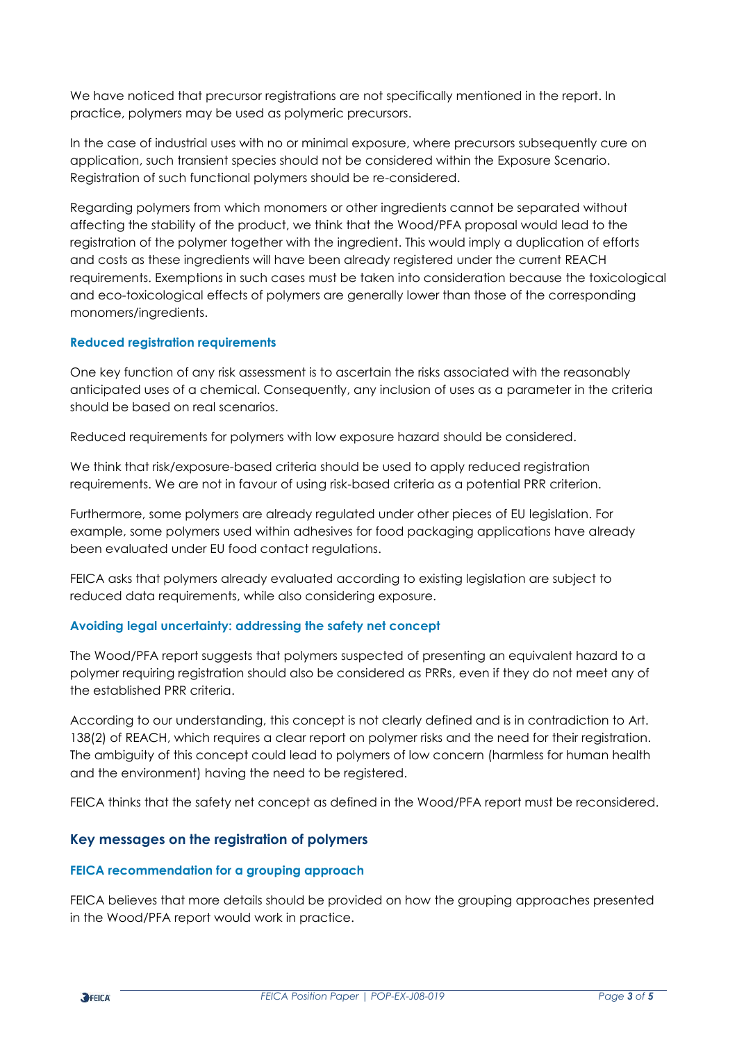We have noticed that precursor registrations are not specifically mentioned in the report. In practice, polymers may be used as polymeric precursors.

In the case of industrial uses with no or minimal exposure, where precursors subsequently cure on application, such transient species should not be considered within the Exposure Scenario. Registration of such functional polymers should be re-considered.

Regarding polymers from which monomers or other ingredients cannot be separated without affecting the stability of the product, we think that the Wood/PFA proposal would lead to the registration of the polymer together with the ingredient. This would imply a duplication of efforts and costs as these ingredients will have been already registered under the current REACH requirements. Exemptions in such cases must be taken into consideration because the toxicological and eco-toxicological effects of polymers are generally lower than those of the corresponding monomers/ingredients.

### Reduced registration requirements

One key function of any risk assessment is to ascertain the risks associated with the reasonably anticipated uses of a chemical. Consequently, any inclusion of uses as a parameter in the criteria should be based on real scenarios.

Reduced requirements for polymers with low exposure hazard should be considered.

We think that risk/exposure-based criteria should be used to apply reduced registration requirements. We are not in favour of using risk-based criteria as a potential PRR criterion.

Furthermore, some polymers are already regulated under other pieces of EU legislation. For example, some polymers used within adhesives for food packaging applications have already been evaluated under EU food contact regulations.

FEICA asks that polymers already evaluated according to existing legislation are subject to reduced data requirements, while also considering exposure.

### Avoiding legal uncertainty: addressing the safety net concept

The Wood/PFA report suggests that polymers suspected of presenting an equivalent hazard to a polymer requiring registration should also be considered as PRRs, even if they do not meet any of the established PRR criteria.

According to our understanding, this concept is not clearly defined and is in contradiction to Art. 138(2) of REACH, which requires a clear report on polymer risks and the need for their registration. The ambiguity of this concept could lead to polymers of low concern (harmless for human health and the environment) having the need to be registered.

FEICA thinks that the safety net concept as defined in the Wood/PFA report must be reconsidered.

## Key messages on the registration of polymers

### FEICA recommendation for a grouping approach

FEICA believes that more details should be provided on how the grouping approaches presented in the Wood/PFA report would work in practice.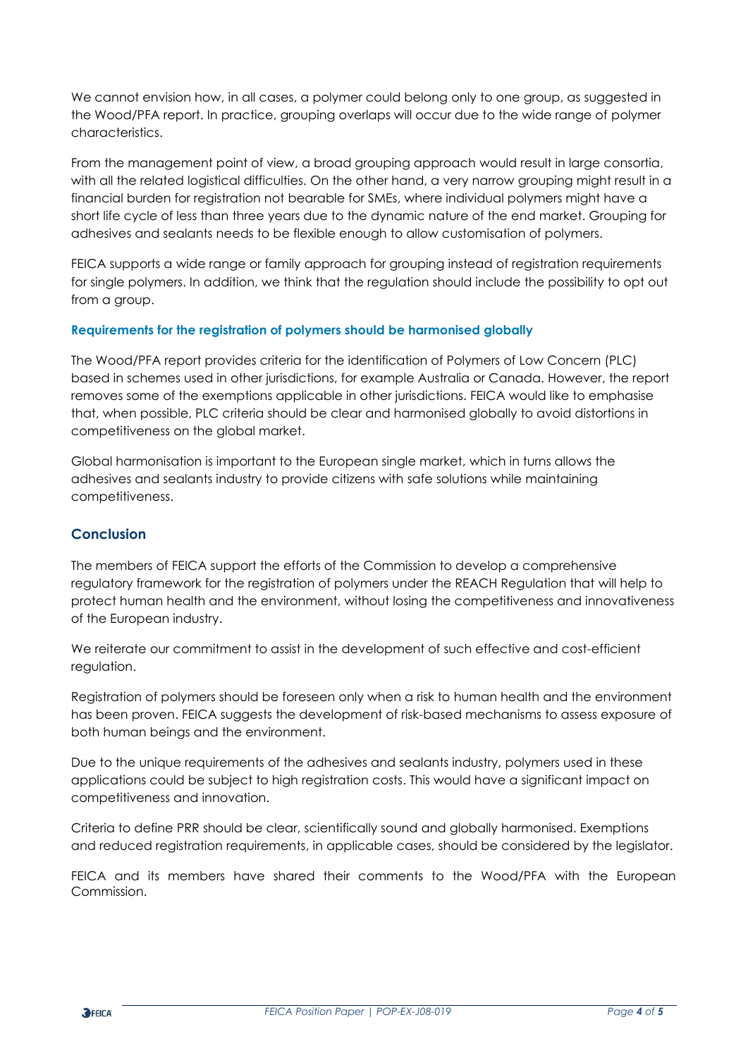We cannot envision how, in all cases, a polymer could belong only to one group, as suggested in the Wood/PFA report. In practice, grouping overlaps will occur due to the wide range of polymer characteristics.

From the management point of view, a broad grouping approach would result in large consortia, with all the related logistical difficulties. On the other hand, a very narrow grouping might result in a financial burden for registration not bearable for SMEs, where individual polymers might have a short life cycle of less than three years due to the dynamic nature of the end market. Grouping for adhesives and sealants needs to be flexible enough to allow customisation of polymers.

FEICA supports a wide range or family approach for grouping instead of registration requirements for single polymers. In addition, we think that the regulation should include the possibility to opt out from a group.

#### Requirements for the registration of polymers should be harmonised globally

The Wood/PFA report provides criteria for the identification of Polymers of Low Concern (PLC) based in schemes used in other jurisdictions, for example Australia or Canada. However, the report removes some of the exemptions applicable in other jurisdictions. FEICA would like to emphasise that, when possible, PLC criteria should be clear and harmonised globally to avoid distortions in competitiveness on the global market.

Global harmonisation is important to the European single market, which in turns allows the adhesives and sealants industry to provide citizens with safe solutions while maintaining competitiveness.

## Conclusion

The members of FEICA support the efforts of the Commission to develop a comprehensive regulatory framework for the registration of polymers under the REACH Regulation that will help to protect human health and the environment, without losing the competitiveness and innovativeness of the European industry.

We reiterate our commitment to assist in the development of such effective and cost-efficient regulation.

Registration of polymers should be foreseen only when a risk to human health and the environment has been proven. FEICA suggests the development of risk-based mechanisms to assess exposure of both human beings and the environment.

Due to the unique requirements of the adhesives and sealants industry, polymers used in these applications could be subject to high registration costs. This would have a significant impact on competitiveness and innovation.

Criteria to define PRR should be clear, scientifically sound and globally harmonised. Exemptions and reduced registration requirements, in applicable cases, should be considered by the legislator.

FEICA and its members have shared their comments to the Wood/PFA with the European Commission.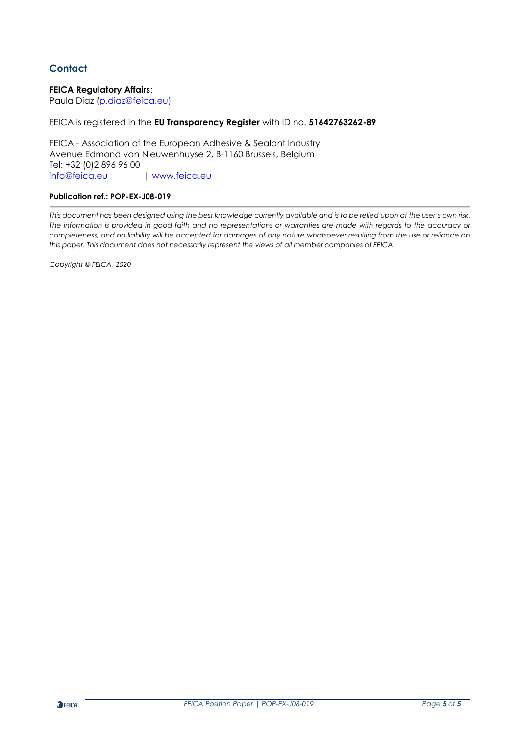## Contact

**FEICA Regulatory Affairs**:
Paula Diaz (p.diaz@feica.eu)

FEICA is registered in the **EU Transparency Register** with ID no. **51642763262-89**

FEICA - Association of the European Adhesive & Sealant Industry
Avenue Edmond van Nieuwenhuyse 2, B-1160 Brussels, Belgium
Tel: +32 (0)2 896 96 00
info@feica.eu | www.feica.eu

**Publication ref.: POP-EX-J08-019**

---

*This document has been designed using the best knowledge currently available and is to be relied upon at the user's own risk. The information is provided in good faith and no representations or warranties are made with regards to the accuracy or completeness, and no liability will be accepted for damages of any nature whatsoever resulting from the use or reliance on this paper. This document does not necessarily represent the views of all member companies of FEICA.*

*Copyright © FEICA, 2020*